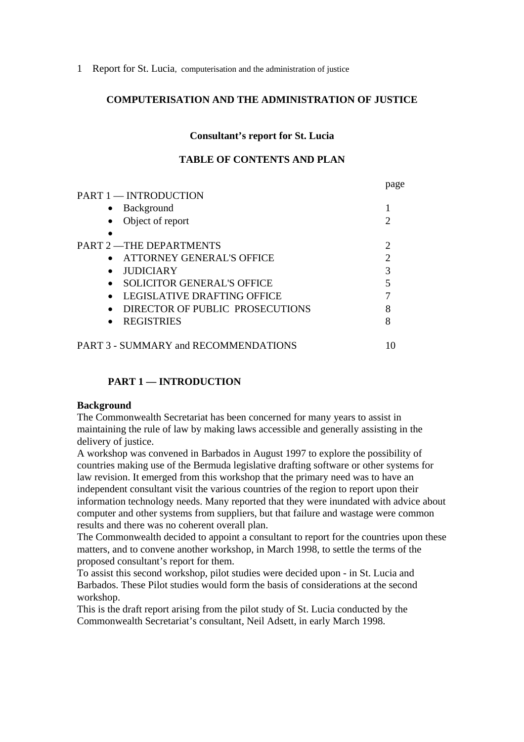# COMPUTERISATION AND THE ADMINISTRATION OF JUSTICE

### Consultant's report for St. Lucia

### TABLE OF CONTENTS AND PLAN

| | page |
|---|---|
| PART 1 — INTRODUCTION | |
| • Background | 1 |
| • Object of report | 2 |
| • | |
| PART 2 —THE DEPARTMENTS | 2 |
| • ATTORNEY GENERAL'S OFFICE | 2 |
| • JUDICIARY | 3 |
| • SOLICITOR GENERAL'S OFFICE | 5 |
| • LEGISLATIVE DRAFTING OFFICE | 7 |
| • DIRECTOR OF PUBLIC PROSECUTIONS | 8 |
| • REGISTRIES | 8 |
| PART 3 - SUMMARY and RECOMMENDATIONS | 10 |

## PART 1 — INTRODUCTION

**Background**

The Commonwealth Secretariat has been concerned for many years to assist in maintaining the rule of law by making laws accessible and generally assisting in the delivery of justice.

A workshop was convened in Barbados in August 1997 to explore the possibility of countries making use of the Bermuda legislative drafting software or other systems for law revision. It emerged from this workshop that the primary need was to have an independent consultant visit the various countries of the region to report upon their information technology needs. Many reported that they were inundated with advice about computer and other systems from suppliers, but that failure and wastage were common results and there was no coherent overall plan.

The Commonwealth decided to appoint a consultant to report for the countries upon these matters, and to convene another workshop, in March 1998, to settle the terms of the proposed consultant's report for them.

To assist this second workshop, pilot studies were decided upon - in St. Lucia and Barbados. These Pilot studies would form the basis of considerations at the second workshop.

This is the draft report arising from the pilot study of St. Lucia conducted by the Commonwealth Secretariat's consultant, Neil Adsett, in early March 1998.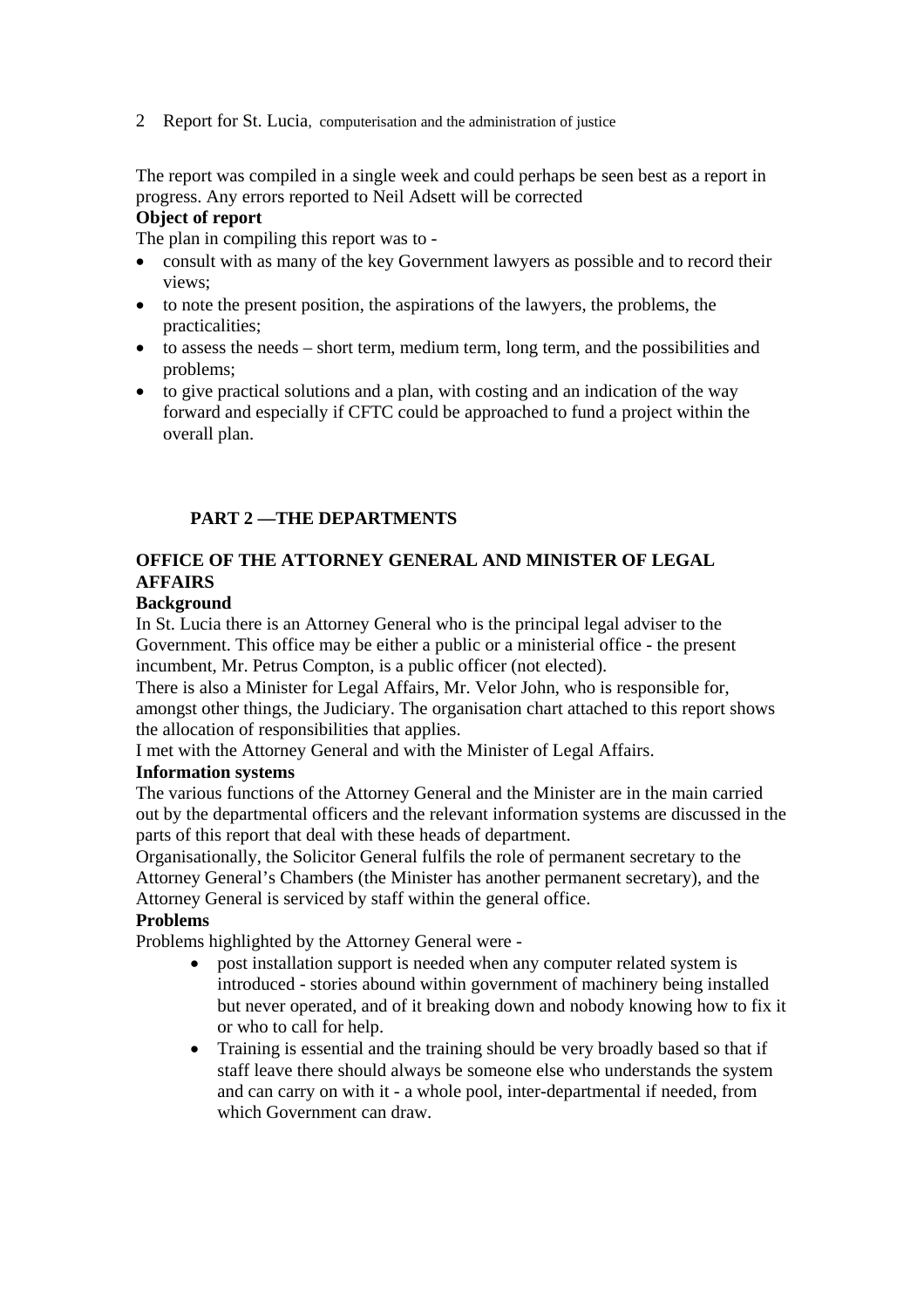The report was compiled in a single week and could perhaps be seen best as a report in progress. Any errors reported to Neil Adsett will be corrected

**Object of report**

The plan in compiling this report was to -

- consult with as many of the key Government lawyers as possible and to record their views;
- to note the present position, the aspirations of the lawyers, the problems, the practicalities;
- to assess the needs – short term, medium term, long term, and the possibilities and problems;
- to give practical solutions and a plan, with costing and an indication of the way forward and especially if CFTC could be approached to fund a project within the overall plan.

## PART 2 —THE DEPARTMENTS

### OFFICE OF THE ATTORNEY GENERAL AND MINISTER OF LEGAL AFFAIRS

**Background**

In St. Lucia there is an Attorney General who is the principal legal adviser to the Government. This office may be either a public or a ministerial office - the present incumbent, Mr. Petrus Compton, is a public officer (not elected).

There is also a Minister for Legal Affairs, Mr. Velor John, who is responsible for, amongst other things, the Judiciary. The organisation chart attached to this report shows the allocation of responsibilities that applies.

I met with the Attorney General and with the Minister of Legal Affairs.

**Information systems**

The various functions of the Attorney General and the Minister are in the main carried out by the departmental officers and the relevant information systems are discussed in the parts of this report that deal with these heads of department.

Organisationally, the Solicitor General fulfils the role of permanent secretary to the Attorney General's Chambers (the Minister has another permanent secretary), and the Attorney General is serviced by staff within the general office.

**Problems**

Problems highlighted by the Attorney General were -

- post installation support is needed when any computer related system is introduced - stories abound within government of machinery being installed but never operated, and of it breaking down and nobody knowing how to fix it or who to call for help.
- Training is essential and the training should be very broadly based so that if staff leave there should always be someone else who understands the system and can carry on with it - a whole pool, inter-departmental if needed, from which Government can draw.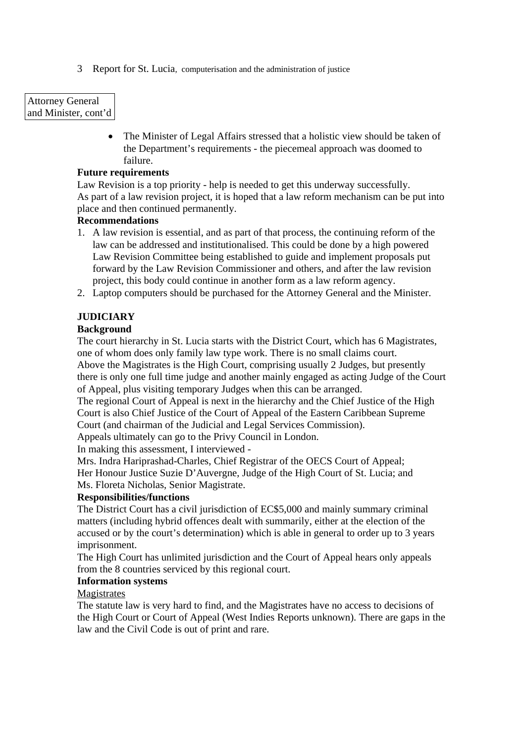Attorney General and Minister, cont'd

- The Minister of Legal Affairs stressed that a holistic view should be taken of the Department's requirements - the piecemeal approach was doomed to failure.

**Future requirements**

Law Revision is a top priority - help is needed to get this underway successfully.
As part of a law revision project, it is hoped that a law reform mechanism can be put into place and then continued permanently.

**Recommendations**

1. A law revision is essential, and as part of that process, the continuing reform of the law can be addressed and institutionalised. This could be done by a high powered Law Revision Committee being established to guide and implement proposals put forward by the Law Revision Commissioner and others, and after the law revision project, this body could continue in another form as a law reform agency.
2. Laptop computers should be purchased for the Attorney General and the Minister.

## JUDICIARY

**Background**

The court hierarchy in St. Lucia starts with the District Court, which has 6 Magistrates, one of whom does only family law type work. There is no small claims court.
Above the Magistrates is the High Court, comprising usually 2 Judges, but presently there is only one full time judge and another mainly engaged as acting Judge of the Court of Appeal, plus visiting temporary Judges when this can be arranged.
The regional Court of Appeal is next in the hierarchy and the Chief Justice of the High Court is also Chief Justice of the Court of Appeal of the Eastern Caribbean Supreme Court (and chairman of the Judicial and Legal Services Commission).
Appeals ultimately can go to the Privy Council in London.
In making this assessment, I interviewed -
Mrs. Indra Hariprashad-Charles, Chief Registrar of the OECS Court of Appeal;
Her Honour Justice Suzie D'Auvergne, Judge of the High Court of St. Lucia; and
Ms. Floreta Nicholas, Senior Magistrate.

**Responsibilities/functions**

The District Court has a civil jurisdiction of EC$5,000 and mainly summary criminal matters (including hybrid offences dealt with summarily, either at the election of the accused or by the court's determination) which is able in general to order up to 3 years imprisonment.
The High Court has unlimited jurisdiction and the Court of Appeal hears only appeals from the 8 countries serviced by this regional court.

**Information systems**

<u>Magistrates</u>

The statute law is very hard to find, and the Magistrates have no access to decisions of the High Court or Court of Appeal (West Indies Reports unknown). There are gaps in the law and the Civil Code is out of print and rare.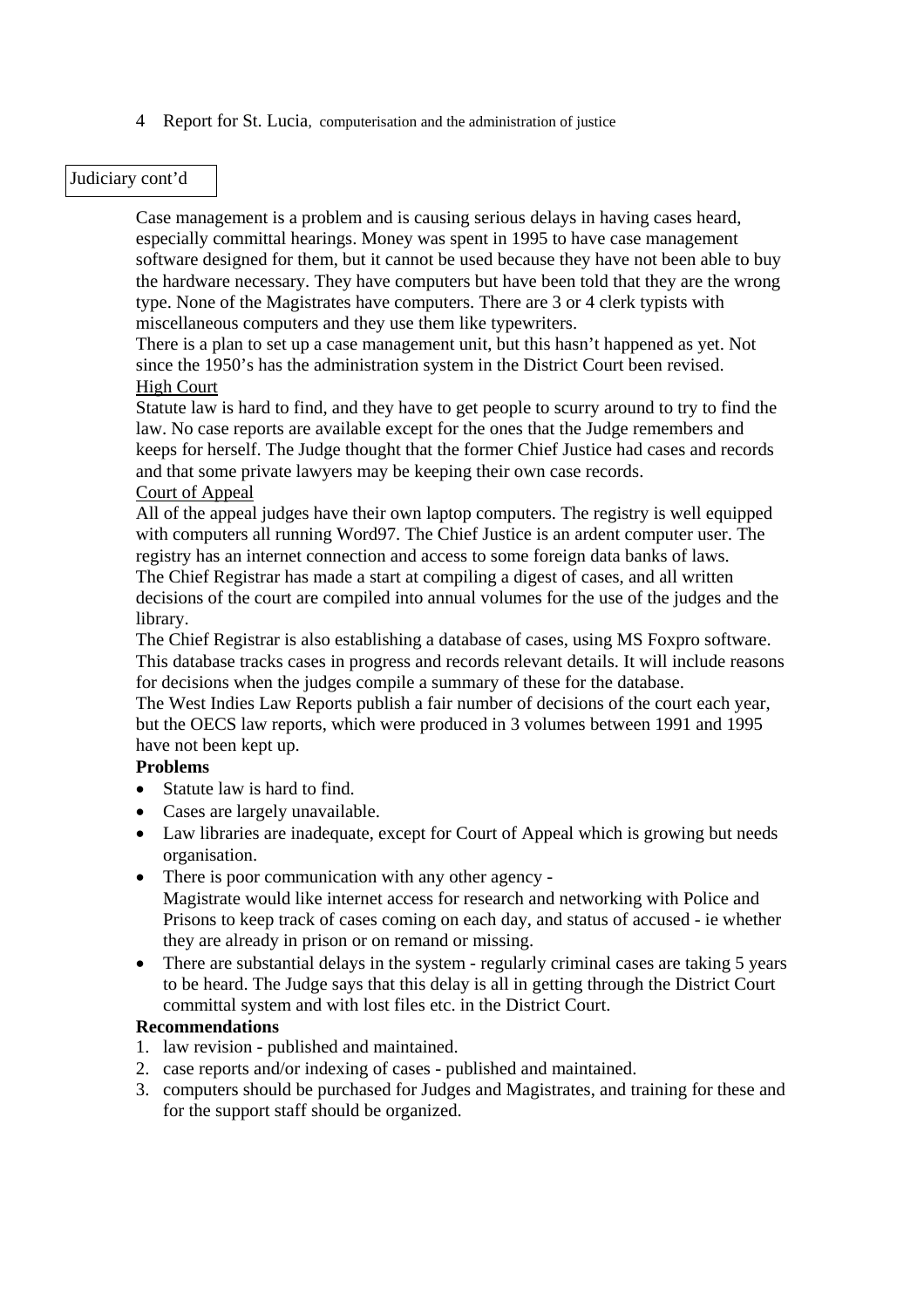Judiciary cont'd

Case management is a problem and is causing serious delays in having cases heard, especially committal hearings. Money was spent in 1995 to have case management software designed for them, but it cannot be used because they have not been able to buy the hardware necessary. They have computers but have been told that they are the wrong type. None of the Magistrates have computers. There are 3 or 4 clerk typists with miscellaneous computers and they use them like typewriters.

There is a plan to set up a case management unit, but this hasn't happened as yet. Not since the 1950's has the administration system in the District Court been revised.

<u>High Court</u>

Statute law is hard to find, and they have to get people to scurry around to try to find the law. No case reports are available except for the ones that the Judge remembers and keeps for herself. The Judge thought that the former Chief Justice had cases and records and that some private lawyers may be keeping their own case records.

<u>Court of Appeal</u>

All of the appeal judges have their own laptop computers. The registry is well equipped with computers all running Word97. The Chief Justice is an ardent computer user. The registry has an internet connection and access to some foreign data banks of laws.

The Chief Registrar has made a start at compiling a digest of cases, and all written decisions of the court are compiled into annual volumes for the use of the judges and the library.

The Chief Registrar is also establishing a database of cases, using MS Foxpro software. This database tracks cases in progress and records relevant details. It will include reasons for decisions when the judges compile a summary of these for the database.

The West Indies Law Reports publish a fair number of decisions of the court each year, but the OECS law reports, which were produced in 3 volumes between 1991 and 1995 have not been kept up.

**Problems**

- Statute law is hard to find.
- Cases are largely unavailable.
- Law libraries are inadequate, except for Court of Appeal which is growing but needs organisation.
- There is poor communication with any other agency -
  Magistrate would like internet access for research and networking with Police and Prisons to keep track of cases coming on each day, and status of accused - ie whether they are already in prison or on remand or missing.
- There are substantial delays in the system - regularly criminal cases are taking 5 years to be heard. The Judge says that this delay is all in getting through the District Court committal system and with lost files etc. in the District Court.

**Recommendations**

1. law revision - published and maintained.
2. case reports and/or indexing of cases - published and maintained.
3. computers should be purchased for Judges and Magistrates, and training for these and for the support staff should be organized.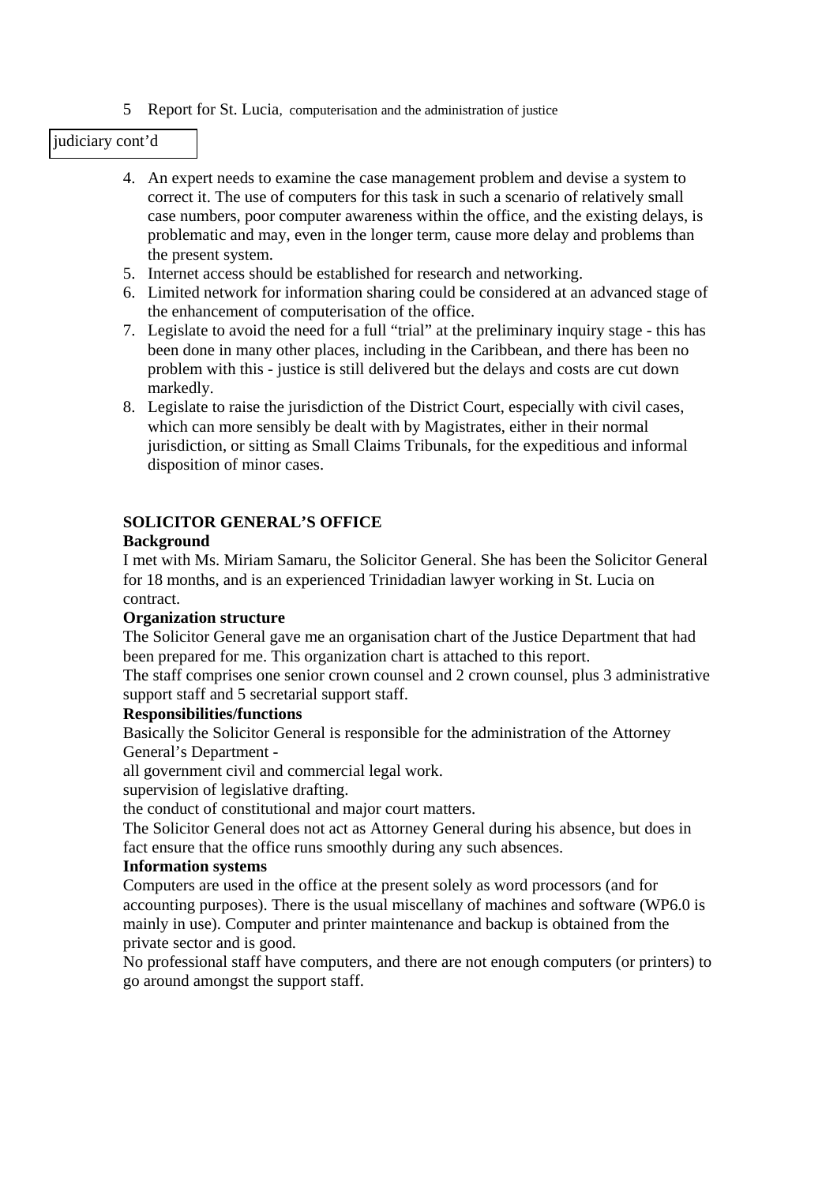judiciary cont'd

4. An expert needs to examine the case management problem and devise a system to correct it. The use of computers for this task in such a scenario of relatively small case numbers, poor computer awareness within the office, and the existing delays, is problematic and may, even in the longer term, cause more delay and problems than the present system.
5. Internet access should be established for research and networking.
6. Limited network for information sharing could be considered at an advanced stage of the enhancement of computerisation of the office.
7. Legislate to avoid the need for a full "trial" at the preliminary inquiry stage - this has been done in many other places, including in the Caribbean, and there has been no problem with this - justice is still delivered but the delays and costs are cut down markedly.
8. Legislate to raise the jurisdiction of the District Court, especially with civil cases, which can more sensibly be dealt with by Magistrates, either in their normal jurisdiction, or sitting as Small Claims Tribunals, for the expeditious and informal disposition of minor cases.

**SOLICITOR GENERAL'S OFFICE**

**Background**

I met with Ms. Miriam Samaru, the Solicitor General. She has been the Solicitor General for 18 months, and is an experienced Trinidadian lawyer working in St. Lucia on contract.

**Organization structure**

The Solicitor General gave me an organisation chart of the Justice Department that had been prepared for me. This organization chart is attached to this report.

The staff comprises one senior crown counsel and 2 crown counsel, plus 3 administrative support staff and 5 secretarial support staff.

**Responsibilities/functions**

Basically the Solicitor General is responsible for the administration of the Attorney General's Department -

all government civil and commercial legal work.

supervision of legislative drafting.

the conduct of constitutional and major court matters.

The Solicitor General does not act as Attorney General during his absence, but does in fact ensure that the office runs smoothly during any such absences.

**Information systems**

Computers are used in the office at the present solely as word processors (and for accounting purposes). There is the usual miscellany of machines and software (WP6.0 is mainly in use). Computer and printer maintenance and backup is obtained from the private sector and is good.

No professional staff have computers, and there are not enough computers (or printers) to go around amongst the support staff.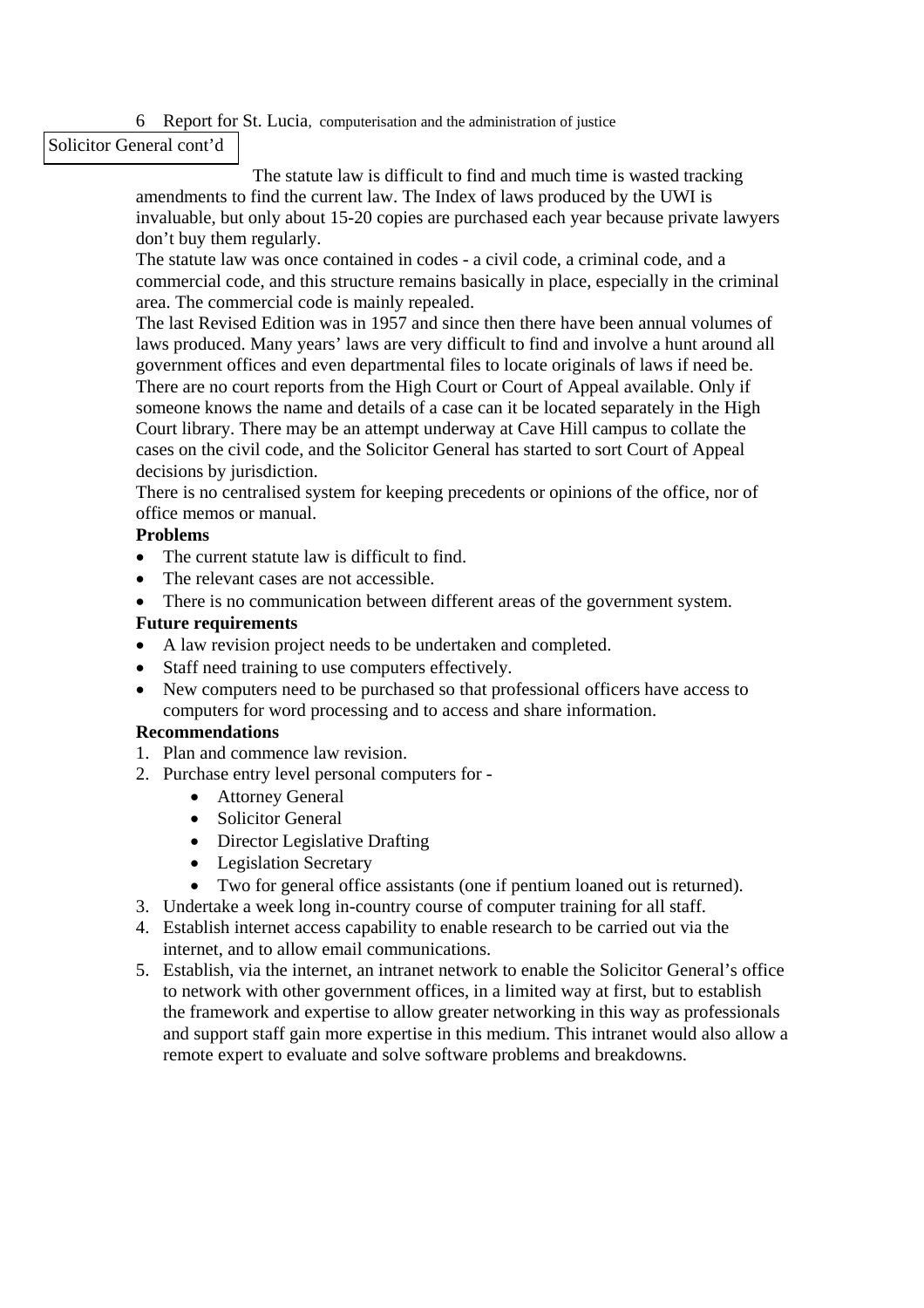Solicitor General cont'd

The statute law is difficult to find and much time is wasted tracking amendments to find the current law. The Index of laws produced by the UWI is invaluable, but only about 15-20 copies are purchased each year because private lawyers don't buy them regularly.

The statute law was once contained in codes - a civil code, a criminal code, and a commercial code, and this structure remains basically in place, especially in the criminal area. The commercial code is mainly repealed.

The last Revised Edition was in 1957 and since then there have been annual volumes of laws produced. Many years' laws are very difficult to find and involve a hunt around all government offices and even departmental files to locate originals of laws if need be.

There are no court reports from the High Court or Court of Appeal available. Only if someone knows the name and details of a case can it be located separately in the High Court library. There may be an attempt underway at Cave Hill campus to collate the cases on the civil code, and the Solicitor General has started to sort Court of Appeal decisions by jurisdiction.

There is no centralised system for keeping precedents or opinions of the office, nor of office memos or manual.

**Problems**

- The current statute law is difficult to find.
- The relevant cases are not accessible.
- There is no communication between different areas of the government system.

**Future requirements**

- A law revision project needs to be undertaken and completed.
- Staff need training to use computers effectively.
- New computers need to be purchased so that professional officers have access to computers for word processing and to access and share information.

**Recommendations**

1. Plan and commence law revision.
2. Purchase entry level personal computers for -
    - Attorney General
    - Solicitor General
    - Director Legislative Drafting
    - Legislation Secretary
    - Two for general office assistants (one if pentium loaned out is returned).
3. Undertake a week long in-country course of computer training for all staff.
4. Establish internet access capability to enable research to be carried out via the internet, and to allow email communications.
5. Establish, via the internet, an intranet network to enable the Solicitor General's office to network with other government offices, in a limited way at first, but to establish the framework and expertise to allow greater networking in this way as professionals and support staff gain more expertise in this medium. This intranet would also allow a remote expert to evaluate and solve software problems and breakdowns.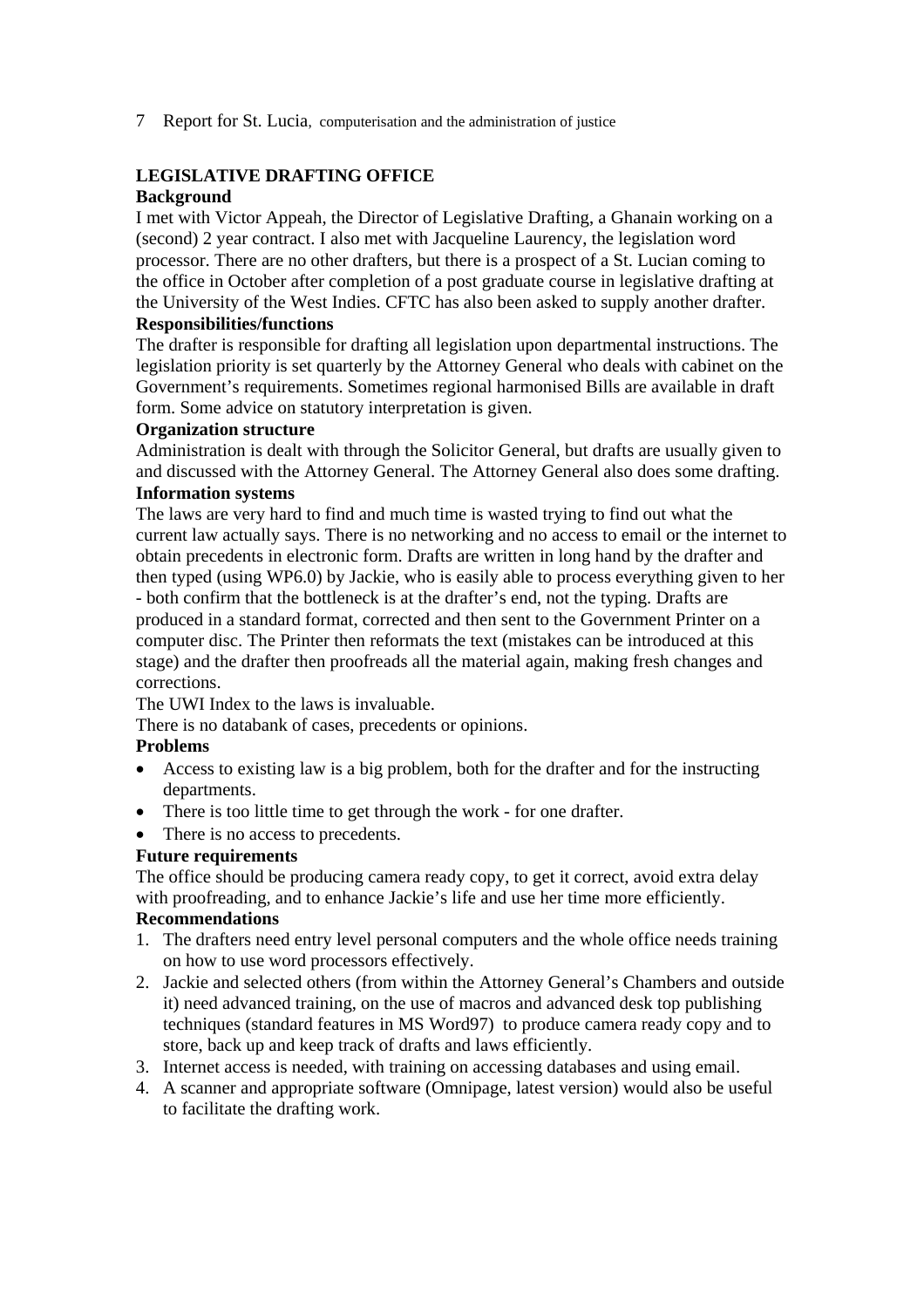## LEGISLATIVE DRAFTING OFFICE

**Background**

I met with Victor Appeah, the Director of Legislative Drafting, a Ghanain working on a (second) 2 year contract. I also met with Jacqueline Laurency, the legislation word processor. There are no other drafters, but there is a prospect of a St. Lucian coming to the office in October after completion of a post graduate course in legislative drafting at the University of the West Indies. CFTC has also been asked to supply another drafter.

**Responsibilities/functions**

The drafter is responsible for drafting all legislation upon departmental instructions. The legislation priority is set quarterly by the Attorney General who deals with cabinet on the Government's requirements. Sometimes regional harmonised Bills are available in draft form. Some advice on statutory interpretation is given.

**Organization structure**

Administration is dealt with through the Solicitor General, but drafts are usually given to and discussed with the Attorney General. The Attorney General also does some drafting.

**Information systems**

The laws are very hard to find and much time is wasted trying to find out what the current law actually says. There is no networking and no access to email or the internet to obtain precedents in electronic form. Drafts are written in long hand by the drafter and then typed (using WP6.0) by Jackie, who is easily able to process everything given to her - both confirm that the bottleneck is at the drafter's end, not the typing. Drafts are produced in a standard format, corrected and then sent to the Government Printer on a computer disc. The Printer then reformats the text (mistakes can be introduced at this stage) and the drafter then proofreads all the material again, making fresh changes and corrections.

The UWI Index to the laws is invaluable.

There is no databank of cases, precedents or opinions.

**Problems**

- Access to existing law is a big problem, both for the drafter and for the instructing departments.
- There is too little time to get through the work - for one drafter.
- There is no access to precedents.

**Future requirements**

The office should be producing camera ready copy, to get it correct, avoid extra delay with proofreading, and to enhance Jackie's life and use her time more efficiently.

**Recommendations**

1. The drafters need entry level personal computers and the whole office needs training on how to use word processors effectively.
2. Jackie and selected others (from within the Attorney General's Chambers and outside it) need advanced training, on the use of macros and advanced desk top publishing techniques (standard features in MS Word97) to produce camera ready copy and to store, back up and keep track of drafts and laws efficiently.
3. Internet access is needed, with training on accessing databases and using email.
4. A scanner and appropriate software (Omnipage, latest version) would also be useful to facilitate the drafting work.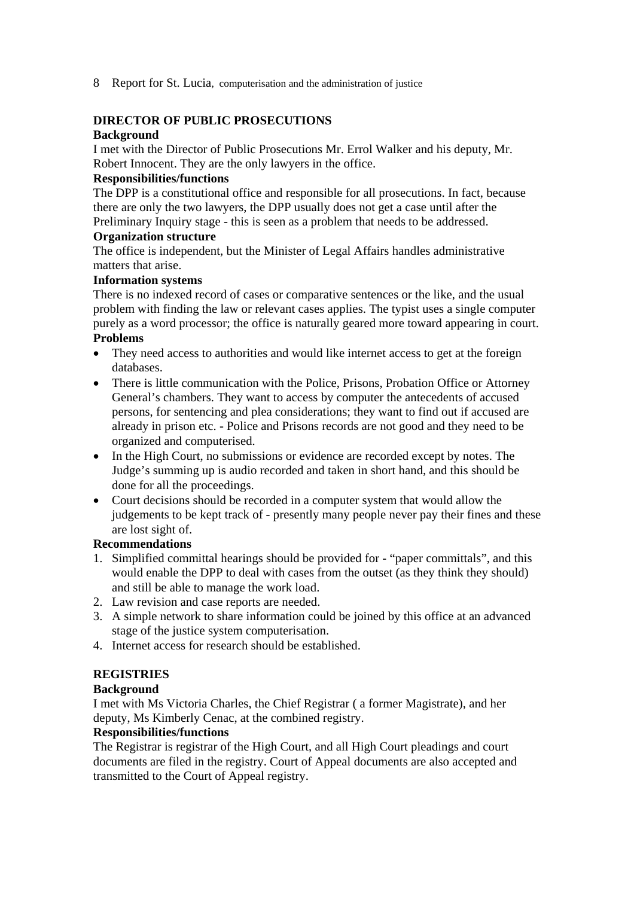## DIRECTOR OF PUBLIC PROSECUTIONS

### Background

I met with the Director of Public Prosecutions Mr. Errol Walker and his deputy, Mr. Robert Innocent. They are the only lawyers in the office.

### Responsibilities/functions

The DPP is a constitutional office and responsible for all prosecutions. In fact, because there are only the two lawyers, the DPP usually does not get a case until after the Preliminary Inquiry stage - this is seen as a problem that needs to be addressed.

### Organization structure

The office is independent, but the Minister of Legal Affairs handles administrative matters that arise.

### Information systems

There is no indexed record of cases or comparative sentences or the like, and the usual problem with finding the law or relevant cases applies. The typist uses a single computer purely as a word processor; the office is naturally geared more toward appearing in court.

### Problems

- They need access to authorities and would like internet access to get at the foreign databases.
- There is little communication with the Police, Prisons, Probation Office or Attorney General's chambers. They want to access by computer the antecedents of accused persons, for sentencing and plea considerations; they want to find out if accused are already in prison etc. - Police and Prisons records are not good and they need to be organized and computerised.
- In the High Court, no submissions or evidence are recorded except by notes. The Judge's summing up is audio recorded and taken in short hand, and this should be done for all the proceedings.
- Court decisions should be recorded in a computer system that would allow the judgements to be kept track of - presently many people never pay their fines and these are lost sight of.

### Recommendations

1. Simplified committal hearings should be provided for - "paper committals", and this would enable the DPP to deal with cases from the outset (as they think they should) and still be able to manage the work load.
2. Law revision and case reports are needed.
3. A simple network to share information could be joined by this office at an advanced stage of the justice system computerisation.
4. Internet access for research should be established.

## REGISTRIES

### Background

I met with Ms Victoria Charles, the Chief Registrar ( a former Magistrate), and her deputy, Ms Kimberly Cenac, at the combined registry.

### Responsibilities/functions

The Registrar is registrar of the High Court, and all High Court pleadings and court documents are filed in the registry. Court of Appeal documents are also accepted and transmitted to the Court of Appeal registry.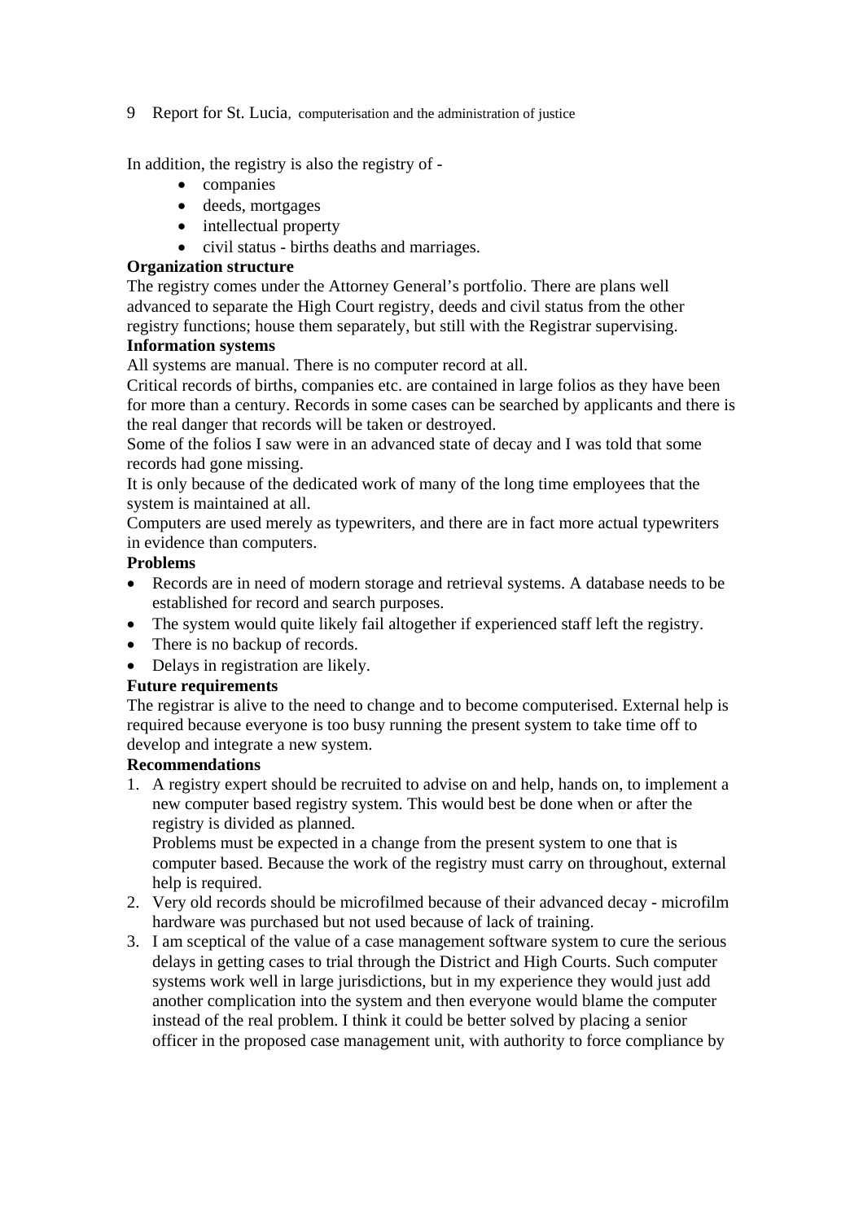In addition, the registry is also the registry of -

- companies
- deeds, mortgages
- intellectual property
- civil status - births deaths and marriages.

**Organization structure**

The registry comes under the Attorney General's portfolio. There are plans well advanced to separate the High Court registry, deeds and civil status from the other registry functions; house them separately, but still with the Registrar supervising.

**Information systems**

All systems are manual. There is no computer record at all.

Critical records of births, companies etc. are contained in large folios as they have been for more than a century. Records in some cases can be searched by applicants and there is the real danger that records will be taken or destroyed.

Some of the folios I saw were in an advanced state of decay and I was told that some records had gone missing.

It is only because of the dedicated work of many of the long time employees that the system is maintained at all.

Computers are used merely as typewriters, and there are in fact more actual typewriters in evidence than computers.

**Problems**

- Records are in need of modern storage and retrieval systems. A database needs to be established for record and search purposes.
- The system would quite likely fail altogether if experienced staff left the registry.
- There is no backup of records.
- Delays in registration are likely.

**Future requirements**

The registrar is alive to the need to change and to become computerised. External help is required because everyone is too busy running the present system to take time off to develop and integrate a new system.

**Recommendations**

1. A registry expert should be recruited to advise on and help, hands on, to implement a new computer based registry system. This would best be done when or after the registry is divided as planned.
   Problems must be expected in a change from the present system to one that is computer based. Because the work of the registry must carry on throughout, external help is required.
2. Very old records should be microfilmed because of their advanced decay - microfilm hardware was purchased but not used because of lack of training.
3. I am sceptical of the value of a case management software system to cure the serious delays in getting cases to trial through the District and High Courts. Such computer systems work well in large jurisdictions, but in my experience they would just add another complication into the system and then everyone would blame the computer instead of the real problem. I think it could be better solved by placing a senior officer in the proposed case management unit, with authority to force compliance by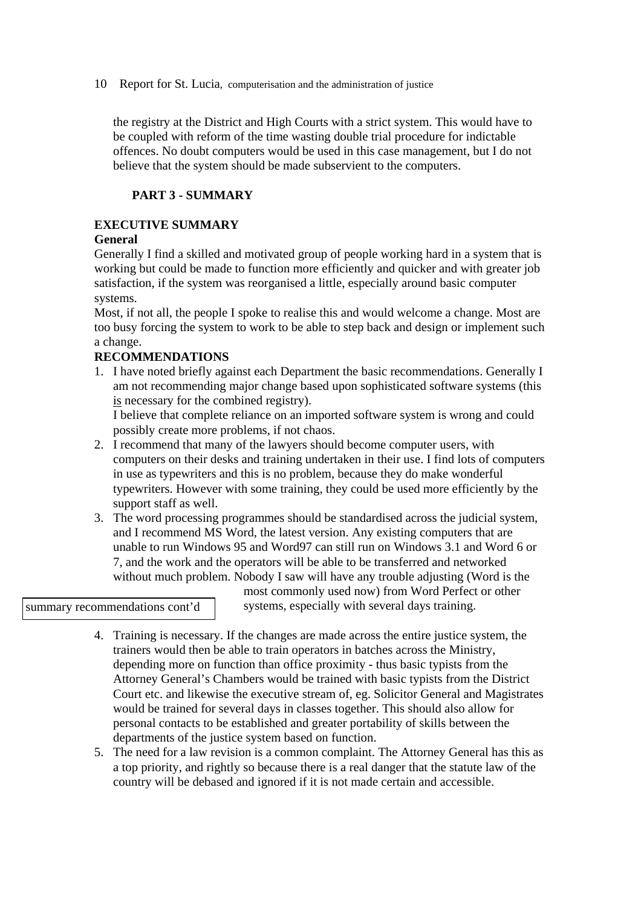the registry at the District and High Courts with a strict system. This would have to be coupled with reform of the time wasting double trial procedure for indictable offences. No doubt computers would be used in this case management, but I do not believe that the system should be made subservient to the computers.

## PART 3 - SUMMARY

### EXECUTIVE SUMMARY

**General**

Generally I find a skilled and motivated group of people working hard in a system that is working but could be made to function more efficiently and quicker and with greater job satisfaction, if the system was reorganised a little, especially around basic computer systems.

Most, if not all, the people I spoke to realise this and would welcome a change. Most are too busy forcing the system to work to be able to step back and design or implement such a change.

**RECOMMENDATIONS**

1. I have noted briefly against each Department the basic recommendations. Generally I am not recommending major change based upon sophisticated software systems (this is necessary for the combined registry).
   I believe that complete reliance on an imported software system is wrong and could possibly create more problems, if not chaos.
2. I recommend that many of the lawyers should become computer users, with computers on their desks and training undertaken in their use. I find lots of computers in use as typewriters and this is no problem, because they do make wonderful typewriters. However with some training, they could be used more efficiently by the support staff as well.
3. The word processing programmes should be standardised across the judicial system, and I recommend MS Word, the latest version. Any existing computers that are unable to run Windows 95 and Word97 can still run on Windows 3.1 and Word 6 or 7, and the work and the operators will be able to be transferred and networked without much problem. Nobody I saw will have any trouble adjusting (Word is the most commonly used now) from Word Perfect or other systems, especially with several days training.

summary recommendations cont'd

4. Training is necessary. If the changes are made across the entire justice system, the trainers would then be able to train operators in batches across the Ministry, depending more on function than office proximity - thus basic typists from the Attorney General's Chambers would be trained with basic typists from the District Court etc. and likewise the executive stream of, eg. Solicitor General and Magistrates would be trained for several days in classes together. This should also allow for personal contacts to be established and greater portability of skills between the departments of the justice system based on function.
5. The need for a law revision is a common complaint. The Attorney General has this as a top priority, and rightly so because there is a real danger that the statute law of the country will be debased and ignored if it is not made certain and accessible.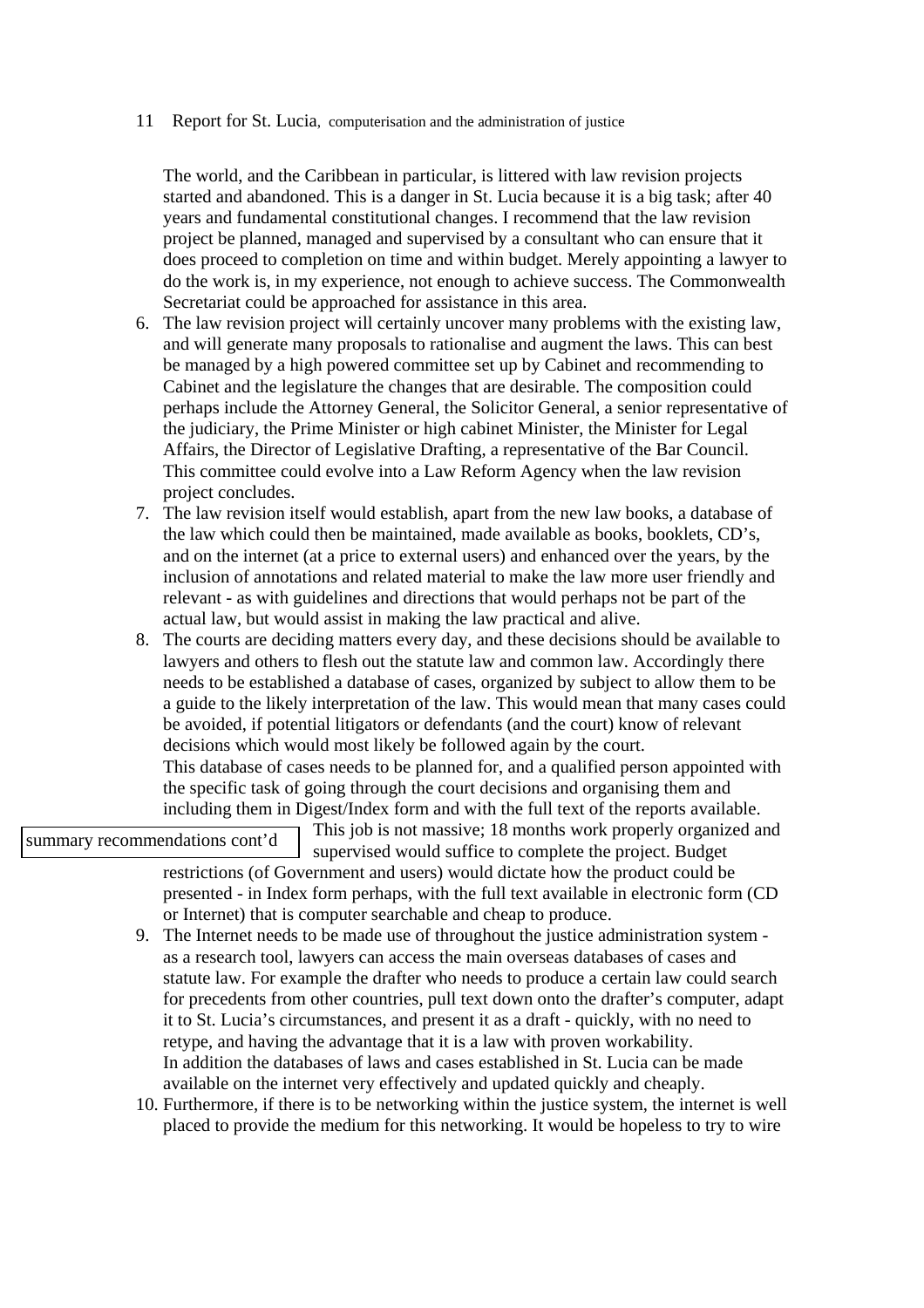The world, and the Caribbean in particular, is littered with law revision projects started and abandoned. This is a danger in St. Lucia because it is a big task; after 40 years and fundamental constitutional changes. I recommend that the law revision project be planned, managed and supervised by a consultant who can ensure that it does proceed to completion on time and within budget. Merely appointing a lawyer to do the work is, in my experience, not enough to achieve success. The Commonwealth Secretariat could be approached for assistance in this area.

6. The law revision project will certainly uncover many problems with the existing law, and will generate many proposals to rationalise and augment the laws. This can best be managed by a high powered committee set up by Cabinet and recommending to Cabinet and the legislature the changes that are desirable. The composition could perhaps include the Attorney General, the Solicitor General, a senior representative of the judiciary, the Prime Minister or high cabinet Minister, the Minister for Legal Affairs, the Director of Legislative Drafting, a representative of the Bar Council. This committee could evolve into a Law Reform Agency when the law revision project concludes.
7. The law revision itself would establish, apart from the new law books, a database of the law which could then be maintained, made available as books, booklets, CD's, and on the internet (at a price to external users) and enhanced over the years, by the inclusion of annotations and related material to make the law more user friendly and relevant - as with guidelines and directions that would perhaps not be part of the actual law, but would assist in making the law practical and alive.
8. The courts are deciding matters every day, and these decisions should be available to lawyers and others to flesh out the statute law and common law. Accordingly there needs to be established a database of cases, organized by subject to allow them to be a guide to the likely interpretation of the law. This would mean that many cases could be avoided, if potential litigators or defendants (and the court) know of relevant decisions which would most likely be followed again by the court.
   This database of cases needs to be planned for, and a qualified person appointed with the specific task of going through the court decisions and organising them and including them in Digest/Index form and with the full text of the reports available. This job is not massive; 18 months work properly organized and supervised would suffice to complete the project. Budget restrictions (of Government and users) would dictate how the product could be presented - in Index form perhaps, with the full text available in electronic form (CD or Internet) that is computer searchable and cheap to produce.

summary recommendations cont'd

9. The Internet needs to be made use of throughout the justice administration system - as a research tool, lawyers can access the main overseas databases of cases and statute law. For example the drafter who needs to produce a certain law could search for precedents from other countries, pull text down onto the drafter's computer, adapt it to St. Lucia's circumstances, and present it as a draft - quickly, with no need to retype, and having the advantage that it is a law with proven workability.
   In addition the databases of laws and cases established in St. Lucia can be made available on the internet very effectively and updated quickly and cheaply.
10. Furthermore, if there is to be networking within the justice system, the internet is well placed to provide the medium for this networking. It would be hopeless to try to wire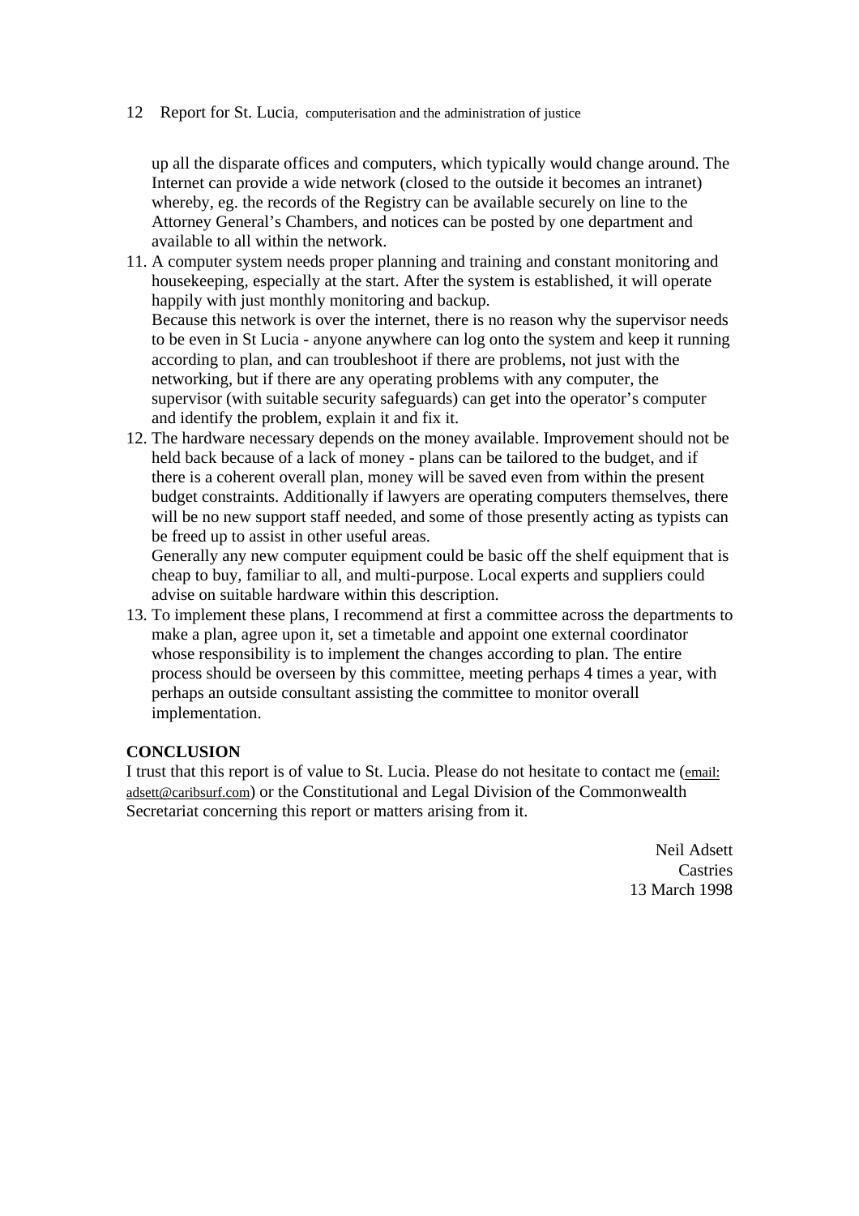up all the disparate offices and computers, which typically would change around. The Internet can provide a wide network (closed to the outside it becomes an intranet) whereby, eg. the records of the Registry can be available securely on line to the Attorney General's Chambers, and notices can be posted by one department and available to all within the network.

11. A computer system needs proper planning and training and constant monitoring and housekeeping, especially at the start. After the system is established, it will operate happily with just monthly monitoring and backup.
    Because this network is over the internet, there is no reason why the supervisor needs to be even in St Lucia - anyone anywhere can log onto the system and keep it running according to plan, and can troubleshoot if there are problems, not just with the networking, but if there are any operating problems with any computer, the supervisor (with suitable security safeguards) can get into the operator's computer and identify the problem, explain it and fix it.
12. The hardware necessary depends on the money available. Improvement should not be held back because of a lack of money - plans can be tailored to the budget, and if there is a coherent overall plan, money will be saved even from within the present budget constraints. Additionally if lawyers are operating computers themselves, there will be no new support staff needed, and some of those presently acting as typists can be freed up to assist in other useful areas.
    Generally any new computer equipment could be basic off the shelf equipment that is cheap to buy, familiar to all, and multi-purpose. Local experts and suppliers could advise on suitable hardware within this description.
13. To implement these plans, I recommend at first a committee across the departments to make a plan, agree upon it, set a timetable and appoint one external coordinator whose responsibility is to implement the changes according to plan. The entire process should be overseen by this committee, meeting perhaps 4 times a year, with perhaps an outside consultant assisting the committee to monitor overall implementation.

**CONCLUSION**

I trust that this report is of value to St. Lucia. Please do not hesitate to contact me (email: adsett@caribsurf.com) or the Constitutional and Legal Division of the Commonwealth Secretariat concerning this report or matters arising from it.

Neil Adsett
Castries
13 March 1998